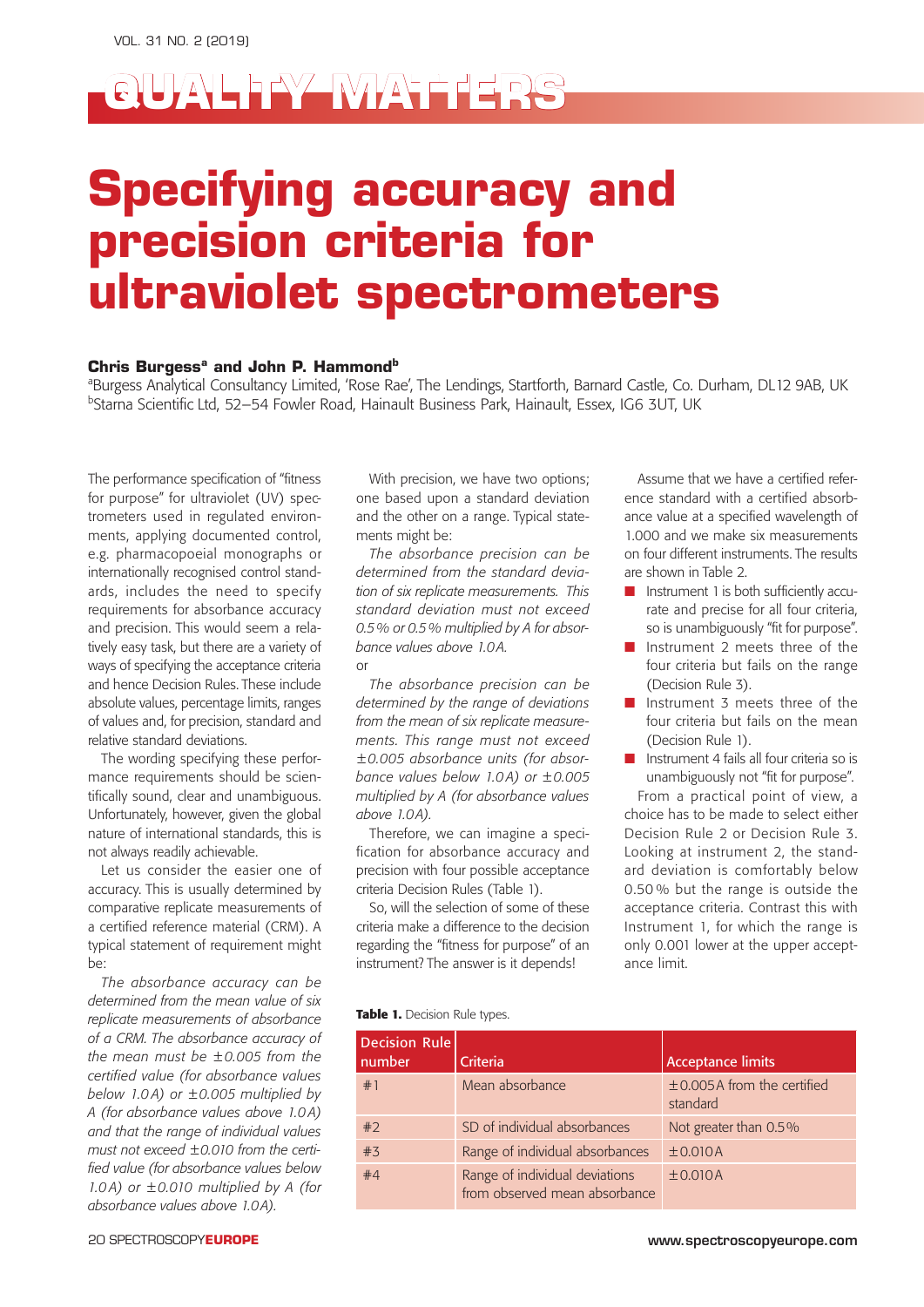QUALITY MATTERS

# Specifying accuracy and precision criteria for ultraviolet spectrometers

**Chris Burgess[a] and John P. Hammond[b]**

[a]Burgess Analytical Consultancy Limited, 'Rose Rae', The Lendings, Startforth, Barnard Castle, Co. Durham, DL12 9AB, UK
[b]Starna Scientific Ltd, 52–54 Fowler Road, Hainault Business Park, Hainault, Essex, IG6 3UT, UK

The performance specification of "fitness for purpose" for ultraviolet (UV) spectrometers used in regulated environments, applying documented control, e.g. pharmacopoeial monographs or internationally recognised control standards, includes the need to specify requirements for absorbance accuracy and precision. This would seem a relatively easy task, but there are a variety of ways of specifying the acceptance criteria and hence Decision Rules. These include absolute values, percentage limits, ranges of values and, for precision, standard and relative standard deviations.

The wording specifying these performance requirements should be scientifically sound, clear and unambiguous. Unfortunately, however, given the global nature of international standards, this is not always readily achievable.

Let us consider the easier one of accuracy. This is usually determined by comparative replicate measurements of a certified reference material (CRM). A typical statement of requirement might be:

*The absorbance accuracy can be determined from the mean value of six replicate measurements of absorbance of a CRM. The absorbance accuracy of the mean must be ±0.005 from the certified value (for absorbance values below 1.0A) or ±0.005 multiplied by A (for absorbance values above 1.0A) and that the range of individual values must not exceed ±0.010 from the certified value (for absorbance values below 1.0A) or ±0.010 multiplied by A (for absorbance values above 1.0A).*

With precision, we have two options; one based upon a standard deviation and the other on a range. Typical statements might be:

*The absorbance precision can be determined from the standard deviation of six replicate measurements. This standard deviation must not exceed 0.5% or 0.5% multiplied by A for absorbance values above 1.0A.*

or

*The absorbance precision can be determined by the range of deviations from the mean of six replicate measurements. This range must not exceed ±0.005 absorbance units (for absorbance values below 1.0A) or ±0.005 multiplied by A (for absorbance values above 1.0A).*

Therefore, we can imagine a specification for absorbance accuracy and precision with four possible acceptance criteria Decision Rules (Table 1).

So, will the selection of some of these criteria make a difference to the decision regarding the "fitness for purpose" of an instrument? The answer is it depends!

Assume that we have a certified reference standard with a certified absorbance value at a specified wavelength of 1.000 and we make six measurements on four different instruments. The results are shown in Table 2.

- Instrument 1 is both sufficiently accurate and precise for all four criteria, so is unambiguously "fit for purpose".
- Instrument 2 meets three of the four criteria but fails on the range (Decision Rule 3).
- Instrument 3 meets three of the four criteria but fails on the mean (Decision Rule 1).
- Instrument 4 fails all four criteria so is unambiguously not "fit for purpose".

From a practical point of view, a choice has to be made to select either Decision Rule 2 or Decision Rule 3. Looking at instrument 2, the standard deviation is comfortably below 0.50% but the range is outside the acceptance criteria. Contrast this with Instrument 1, for which the range is only 0.001 lower at the upper acceptance limit.

**Table 1.** Decision Rule types.

| Decision Rule number | Criteria | Acceptance limits |
|---|---|---|
| #1 | Mean absorbance | ±0.005A from the certified standard |
| #2 | SD of individual absorbances | Not greater than 0.5% |
| #3 | Range of individual absorbances | ±0.010A |
| #4 | Range of individual deviations from observed mean absorbance | ±0.010A |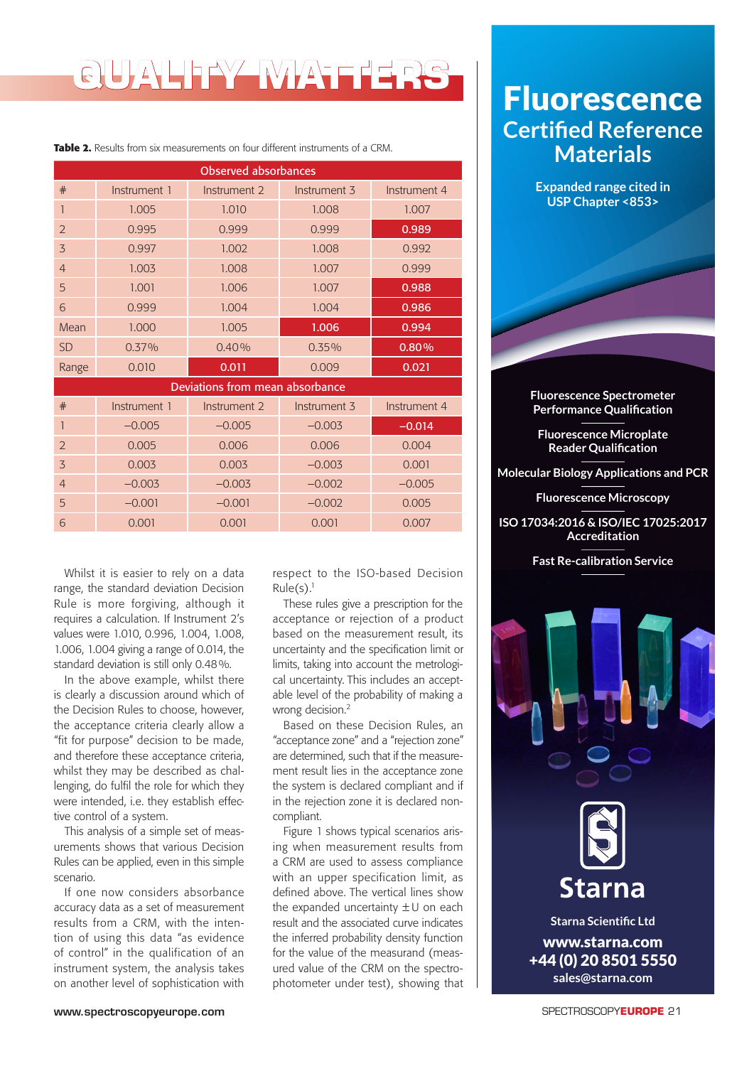**Table 2.** Results from six measurements on four different instruments of a CRM.

| Observed absorbances | | | | |
|---|---|---|---|---|
| # | Instrument 1 | Instrument 2 | Instrument 3 | Instrument 4 |
| 1 | 1.005 | 1.010 | 1.008 | 1.007 |
| 2 | 0.995 | 0.999 | 0.999 | 0.989 |
| 3 | 0.997 | 1.002 | 1.008 | 0.992 |
| 4 | 1.003 | 1.008 | 1.007 | 0.999 |
| 5 | 1.001 | 1.006 | 1.007 | 0.988 |
| 6 | 0.999 | 1.004 | 1.004 | 0.986 |
| Mean | 1.000 | 1.005 | 1.006 | 0.994 |
| SD | 0.37% | 0.40% | 0.35% | 0.80% |
| Range | 0.010 | 0.011 | 0.009 | 0.021 |
| **Deviations from mean absorbance** | | | | |
| # | Instrument 1 | Instrument 2 | Instrument 3 | Instrument 4 |
| 1 | −0.005 | −0.005 | −0.003 | −0.014 |
| 2 | 0.005 | 0.006 | 0.006 | 0.004 |
| 3 | 0.003 | 0.003 | −0.003 | 0.001 |
| 4 | −0.003 | −0.003 | −0.002 | −0.005 |
| 5 | −0.001 | −0.001 | −0.002 | 0.005 |
| 6 | 0.001 | 0.001 | 0.001 | 0.007 |

Whilst it is easier to rely on a data range, the standard deviation Decision Rule is more forgiving, although it requires a calculation. If Instrument 2's values were 1.010, 0.996, 1.004, 1.008, 1.006, 1.004 giving a range of 0.014, the standard deviation is still only 0.48%.

In the above example, whilst there is clearly a discussion around which of the Decision Rules to choose, however, the acceptance criteria clearly allow a "fit for purpose" decision to be made, and therefore these acceptance criteria, whilst they may be described as challenging, do fulfil the role for which they were intended, i.e. they establish effective control of a system.

This analysis of a simple set of measurements shows that various Decision Rules can be applied, even in this simple scenario.

If one now considers absorbance accuracy data as a set of measurement results from a CRM, with the intention of using this data "as evidence of control" in the qualification of an instrument system, the analysis takes on another level of sophistication with respect to the ISO-based Decision Rule(s).[1]

These rules give a prescription for the acceptance or rejection of a product based on the measurement result, its uncertainty and the specification limit or limits, taking into account the metrological uncertainty. This includes an acceptable level of the probability of making a wrong decision.[2]

Based on these Decision Rules, an "acceptance zone" and a "rejection zone" are determined, such that if the measurement result lies in the acceptance zone the system is declared compliant and if in the rejection zone it is declared noncompliant.

Figure 1 shows typical scenarios arising when measurement results from a CRM are used to assess compliance with an upper specification limit, as defined above. The vertical lines show the expanded uncertainty ±U on each result and the associated curve indicates the inferred probability density function for the value of the measurand (measured value of the CRM on the spectrophotometer under test), showing that

**Fluorescence Certified Reference Materials**

Expanded range cited in USP Chapter <853>

Fluorescence Spectrometer Performance Qualification

Fluorescence Microplate Reader Qualification

Molecular Biology Applications and PCR

Fluorescence Microscopy

ISO 17034:2016 & ISO/IEC 17025:2017 Accreditation

Fast Re-calibration Service

Starna

Starna Scientific Ltd

www.starna.com

+44 (0) 20 8501 5550

sales@starna.com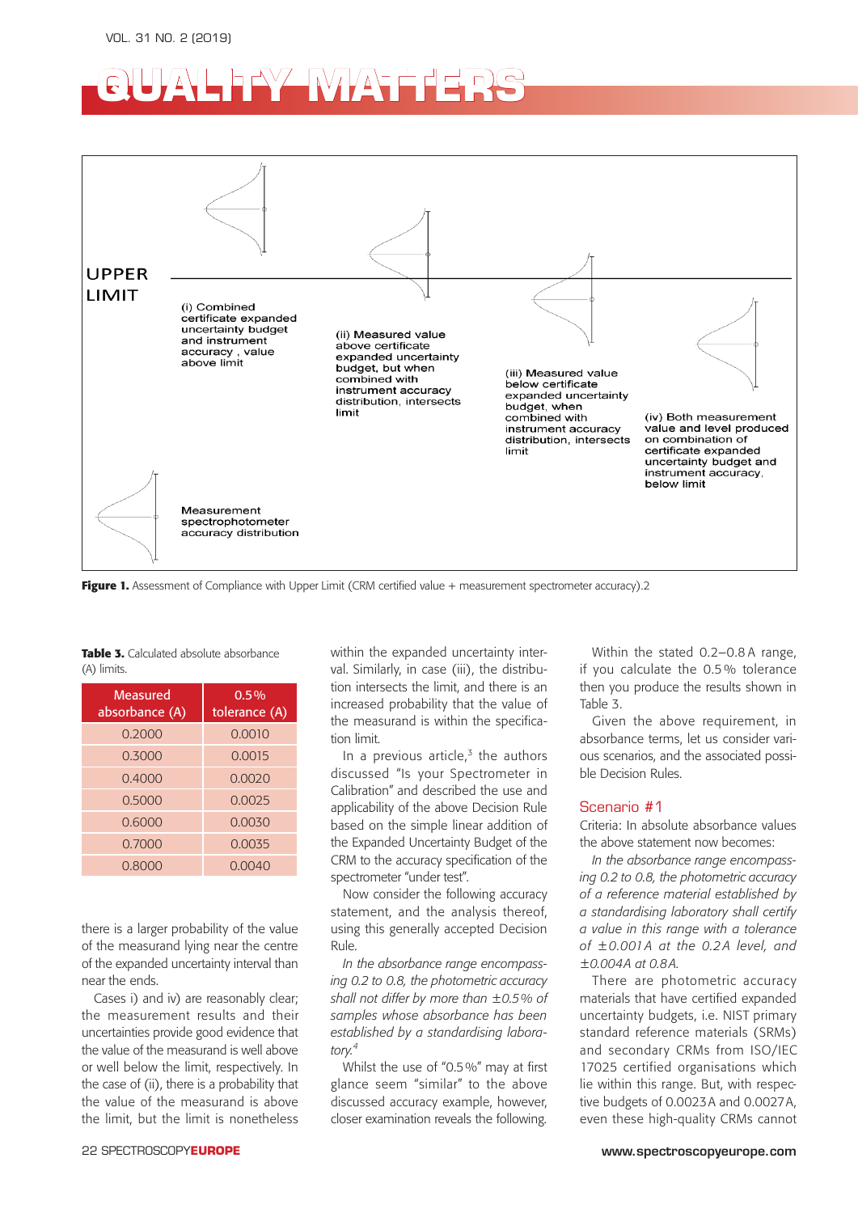# QUALITY MATTERS

UPPER LIMIT

(i) Combined certificate expanded uncertainty budget and instrument accuracy , value above limit

(ii) Measured value above certificate expanded uncertainty budget, but when combined with instrument accuracy distribution, intersects limit

(iii) Measured value below certificate expanded uncertainty budget, when combined with instrument accuracy distribution, intersects limit

(iv) Both measurement value and level produced on combination of certificate expanded uncertainty budget and instrument accuracy, below limit

Measurement spectrophotometer accuracy distribution

**Figure 1.** Assessment of Compliance with Upper Limit (CRM certified value + measurement spectrometer accuracy).2

**Table 3.** Calculated absolute absorbance (A) limits.

| Measured absorbance (A) | 0.5% tolerance (A) |
|---|---|
| 0.2000 | 0.0010 |
| 0.3000 | 0.0015 |
| 0.4000 | 0.0020 |
| 0.5000 | 0.0025 |
| 0.6000 | 0.0030 |
| 0.7000 | 0.0035 |
| 0.8000 | 0.0040 |

there is a larger probability of the value of the measurand lying near the centre of the expanded uncertainty interval than near the ends.

Cases i) and iv) are reasonably clear; the measurement results and their uncertainties provide good evidence that the value of the measurand is well above or well below the limit, respectively. In the case of (ii), there is a probability that the value of the measurand is above the limit, but the limit is nonetheless within the expanded uncertainty interval. Similarly, in case (iii), the distribution intersects the limit, and there is an increased probability that the value of the measurand is within the specification limit.

In a previous article,[3] the authors discussed "Is your Spectrometer in Calibration" and described the use and applicability of the above Decision Rule based on the simple linear addition of the Expanded Uncertainty Budget of the CRM to the accuracy specification of the spectrometer "under test".

Now consider the following accuracy statement, and the analysis thereof, using this generally accepted Decision Rule.

*In the absorbance range encompassing 0.2 to 0.8, the photometric accuracy shall not differ by more than ±0.5% of samples whose absorbance has been established by a standardising laboratory.*[4]

Whilst the use of "0.5%" may at first glance seem "similar" to the above discussed accuracy example, however, closer examination reveals the following.

Within the stated 0.2–0.8 A range, if you calculate the 0.5% tolerance then you produce the results shown in Table 3.

Given the above requirement, in absorbance terms, let us consider various scenarios, and the associated possible Decision Rules.

## Scenario #1

Criteria: In absolute absorbance values the above statement now becomes:

*In the absorbance range encompassing 0.2 to 0.8, the photometric accuracy of a reference material established by a standardising laboratory shall certify a value in this range with a tolerance of ±0.001A at the 0.2A level, and ±0.004A at 0.8A.*

There are photometric accuracy materials that have certified expanded uncertainty budgets, i.e. NIST primary standard reference materials (SRMs) and secondary CRMs from ISO/IEC 17025 certified organisations which lie within this range. But, with respective budgets of 0.0023A and 0.0027A, even these high-quality CRMs cannot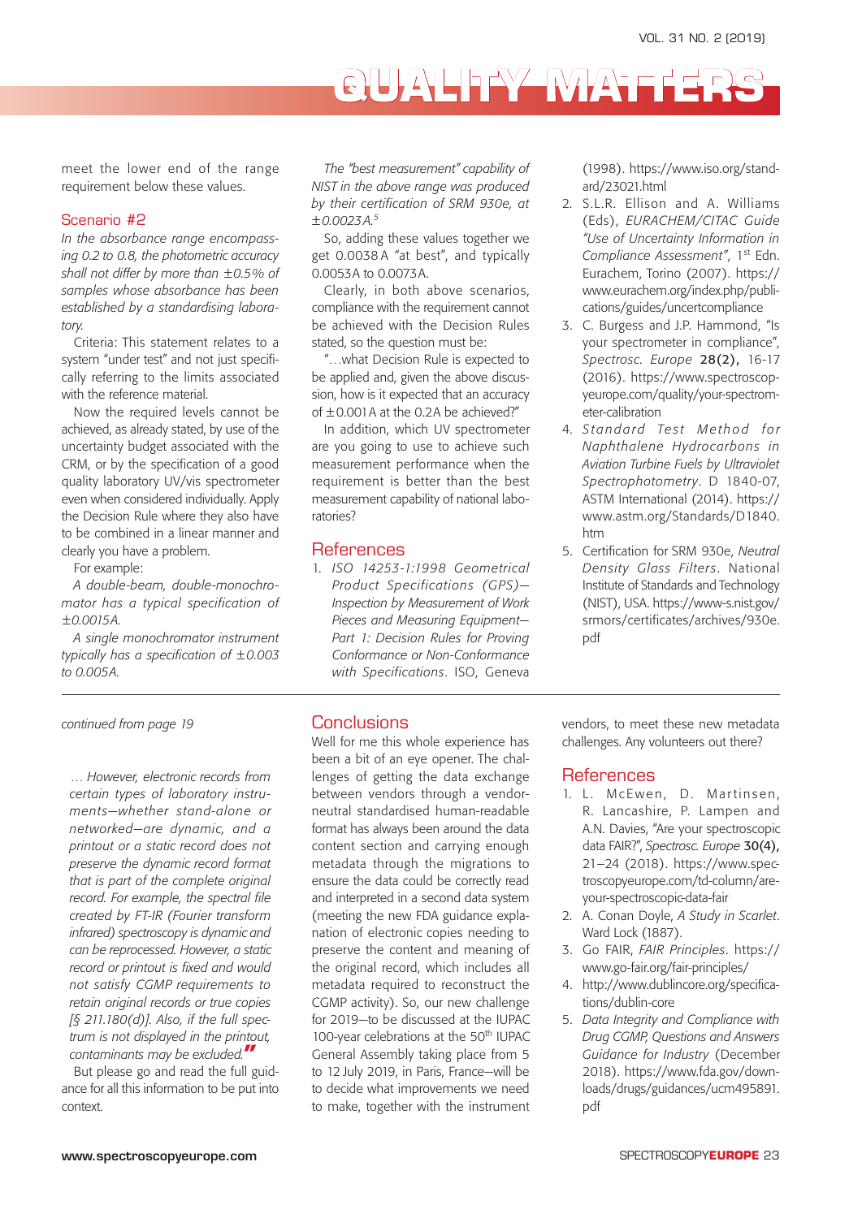meet the lower end of the range requirement below these values.

### Scenario #2

*In the absorbance range encompassing 0.2 to 0.8, the photometric accuracy shall not differ by more than ±0.5% of samples whose absorbance has been established by a standardising laboratory.*

Criteria: This statement relates to a system "under test" and not just specifically referring to the limits associated with the reference material.

Now the required levels cannot be achieved, as already stated, by use of the uncertainty budget associated with the CRM, or by the specification of a good quality laboratory UV/vis spectrometer even when considered individually. Apply the Decision Rule where they also have to be combined in a linear manner and clearly you have a problem.

For example:

*A double-beam, double-monochromator has a typical specification of ±0.0015A.*

*A single monochromator instrument typically has a specification of ±0.003 to 0.005A.*

*The "best measurement" capability of NIST in the above range was produced by their certification of SRM 930e, at ±0.0023A.*[5]

So, adding these values together we get 0.0038A "at best", and typically 0.0053A to 0.0073A.

Clearly, in both above scenarios, compliance with the requirement cannot be achieved with the Decision Rules stated, so the question must be:

"…what Decision Rule is expected to be applied and, given the above discussion, how is it expected that an accuracy of ±0.001A at the 0.2A be achieved?"

In addition, which UV spectrometer are you going to use to achieve such measurement performance when the requirement is better than the best measurement capability of national laboratories?

### References

1. *ISO 14253-1:1998 Geometrical Product Specifications (GPS)—Inspection by Measurement of Work Pieces and Measuring Equipment—Part 1: Decision Rules for Proving Conformance or Non-Conformance with Specifications*. ISO, Geneva (1998). https://www.iso.org/standard/23021.html
2. S.L.R. Ellison and A. Williams (Eds), *EURACHEM/CITAC Guide "Use of Uncertainty Information in Compliance Assessment"*, 1st Edn. Eurachem, Torino (2007). https://www.eurachem.org/index.php/publications/guides/uncertcompliance
3. C. Burgess and J.P. Hammond, "Is your spectrometer in compliance", *Spectrosc. Europe* **28(2),** 16-17 (2016). https://www.spectroscopyeurope.com/quality/your-spectrometer-calibration
4. *Standard Test Method for Naphthalene Hydrocarbons in Aviation Turbine Fuels by Ultraviolet Spectrophotometry*. D 1840-07, ASTM International (2014). https://www.astm.org/Standards/D1840.htm
5. Certification for SRM 930e, *Neutral Density Glass Filters*. National Institute of Standards and Technology (NIST), USA. https://www-s.nist.gov/srmors/certificates/archives/930e.pdf

---

*continued from page 19*

*… However, electronic records from certain types of laboratory instruments—whether stand-alone or networked—are dynamic, and a printout or a static record does not preserve the dynamic record format that is part of the complete original record. For example, the spectral file created by FT-IR (Fourier transform infrared) spectroscopy is dynamic and can be reprocessed. However, a static record or printout is fixed and would not satisfy CGMP requirements to retain original records or true copies [§ 211.180(d)]. Also, if the full spectrum is not displayed in the printout, contaminants may be excluded.*"

But please go and read the full guidance for all this information to be put into context.

### Conclusions

Well for me this whole experience has been a bit of an eye opener. The challenges of getting the data exchange between vendors through a vendor-neutral standardised human-readable format has always been around the data content section and carrying enough metadata through the migrations to ensure the data could be correctly read and interpreted in a second data system (meeting the new FDA guidance explanation of electronic copies needing to preserve the content and meaning of the original record, which includes all metadata required to reconstruct the CGMP activity). So, our new challenge for 2019—to be discussed at the IUPAC 100-year celebrations at the 50th IUPAC General Assembly taking place from 5 to 12 July 2019, in Paris, France—will be to decide what improvements we need to make, together with the instrument vendors, to meet these new metadata challenges. Any volunteers out there?

### References

1. L. McEwen, D. Martinsen, R. Lancashire, P. Lampen and A.N. Davies, "Are your spectroscopic data FAIR?", *Spectrosc. Europe* **30(4),** 21–24 (2018). https://www.spectroscopyeurope.com/td-column/are-your-spectroscopic-data-fair
2. A. Conan Doyle, *A Study in Scarlet*. Ward Lock (1887).
3. Go FAIR, *FAIR Principles*. https://www.go-fair.org/fair-principles/
4. http://www.dublincore.org/specifications/dublin-core
5. *Data Integrity and Compliance with Drug CGMP, Questions and Answers Guidance for Industry* (December 2018). https://www.fda.gov/downloads/drugs/guidances/ucm495891.pdf